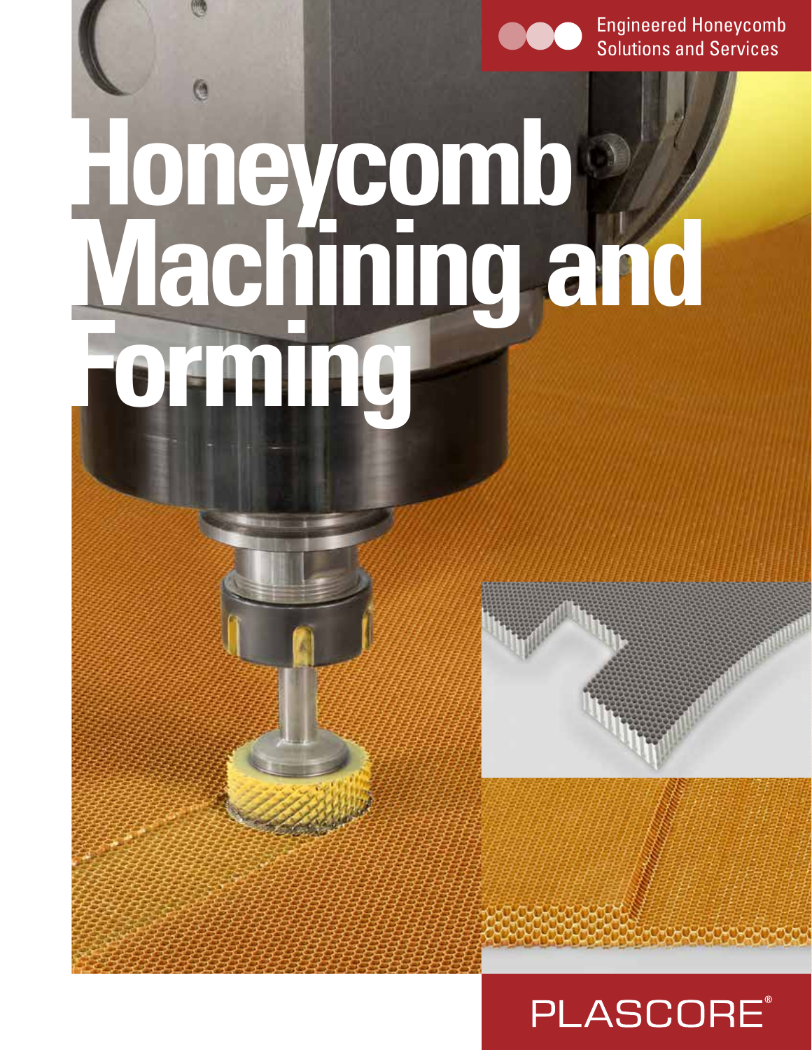Engineered Honeycomb Solutions and Services

# Honeycomb Machining and Forming

PLASCORE®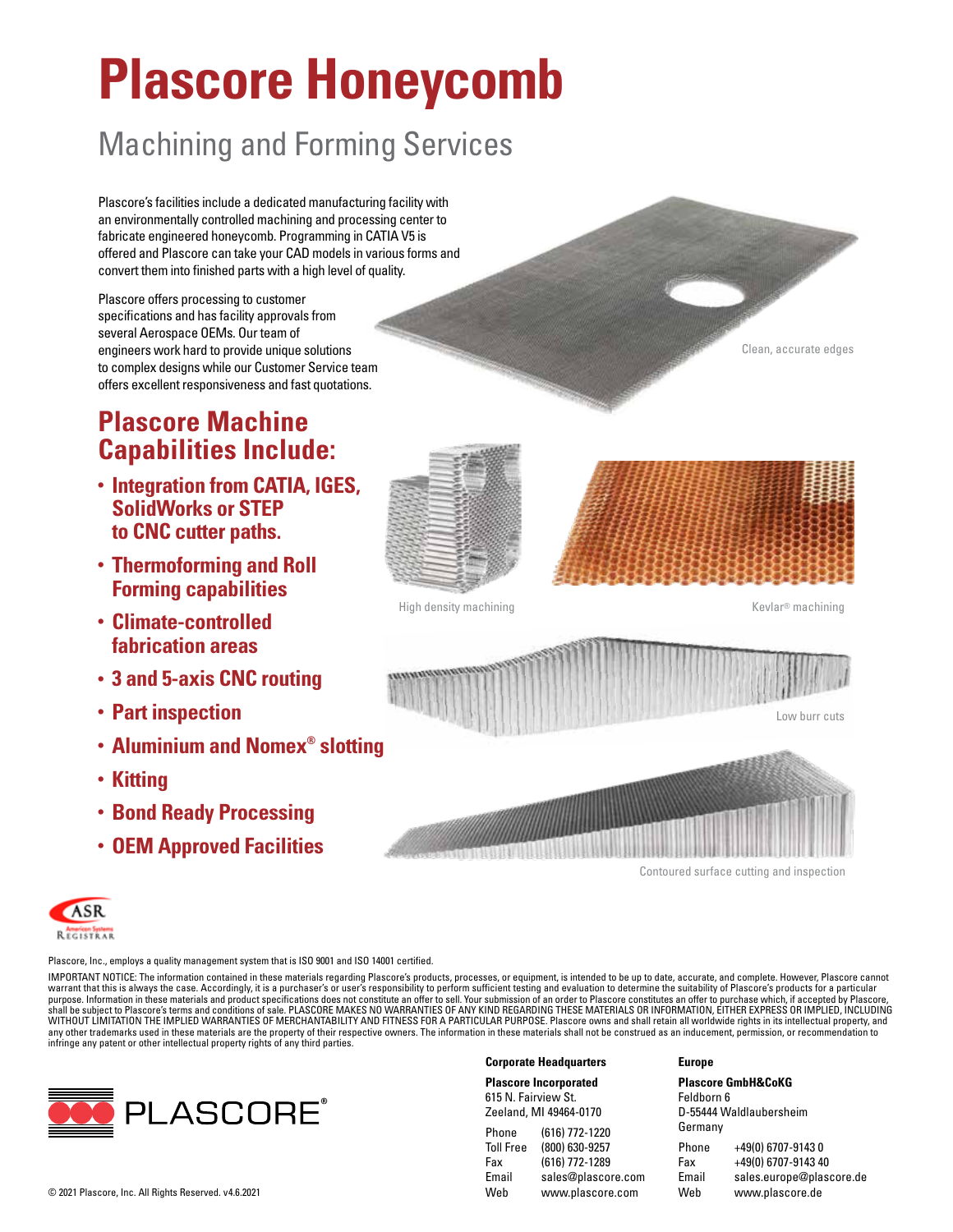# Plascore Honeycomb

## Machining and Forming Services

Plascore's facilities include a dedicated manufacturing facility with an environmentally controlled machining and processing center to fabricate engineered honeycomb. Programming in CATIA V5 is offered and Plascore can take your CAD models in various forms and convert them into finished parts with a high level of quality.

Plascore offers processing to customer specifications and has facility approvals from several Aerospace OEMs. Our team of engineers work hard to provide unique solutions to complex designs while our Customer Service team offers excellent responsiveness and fast quotations.

Clean, accurate edges

## Plascore Machine Capabilities Include:

- **Integration from CATIA, IGES, SolidWorks or STEP to CNC cutter paths.**
- **Thermoforming and Roll Forming capabilities**
- **Climate-controlled fabrication areas**
- **3 and 5-axis CNC routing**
- **Part inspection**
- **Aluminium and Nomex® slotting**
- **Kitting**
- **Bond Ready Processing**
- **OEM Approved Facilities**

High density machining

Kevlar® machining

Low burr cuts

Contoured surface cutting and inspection

Plascore, Inc., employs a quality management system that is ISO 9001 and ISO 14001 certified.

IMPORTANT NOTICE: The information contained in these materials regarding Plascore's products, processes, or equipment, is intended to be up to date, accurate, and complete. However, Plascore cannot warrant that this is always the case. Accordingly, it is a purchaser's or user's responsibility to perform sufficient testing and evaluation to determine the suitability of Plascore's products for a particular purpose. Information in these materials and product specifications does not constitute an offer to sell. Your submission of an order to Plascore constitutes an offer to purchase which, if accepted by Plascore, shall be subject to Plascore's terms and conditions of sale. PLASCORE MAKES NO WARRANTIES OF ANY KIND REGARDING THESE MATERIALS OR INFORMATION, EITHER EXPRESS OR IMPLIED, INCLUDING WITHOUT LIMITATION THE IMPLIED WARRANTIES OF MERCHANTABILITY AND FITNESS FOR A PARTICULAR PURPOSE. Plascore owns and shall retain all worldwide rights in its intellectual property, and any other trademarks used in these materials are the property of their respective owners. The information in these materials shall not be construed as an inducement, permission, or recommendation to infringe any patent or other intellectual property rights of any third parties.

**Corporate Headquarters**

**Plascore Incorporated**
615 N. Fairview St.
Zeeland, MI 49464-0170

| | |
|---|---|
| Phone | (616) 772-1220 |
| Toll Free | (800) 630-9257 |
| Fax | (616) 772-1289 |
| Email | sales@plascore.com |
| Web | www.plascore.com |

**Europe**

**Plascore GmbH&CoKG**
Feldborn 6
D-55444 Waldlaubersheim
Germany

| | |
|---|---|
| Phone | +49(0) 6707-9143 0 |
| Fax | +49(0) 6707-9143 40 |
| Email | sales.europe@plascore.de |
| Web | www.plascore.de |

© 2021 Plascore, Inc. All Rights Reserved. v4.6.2021